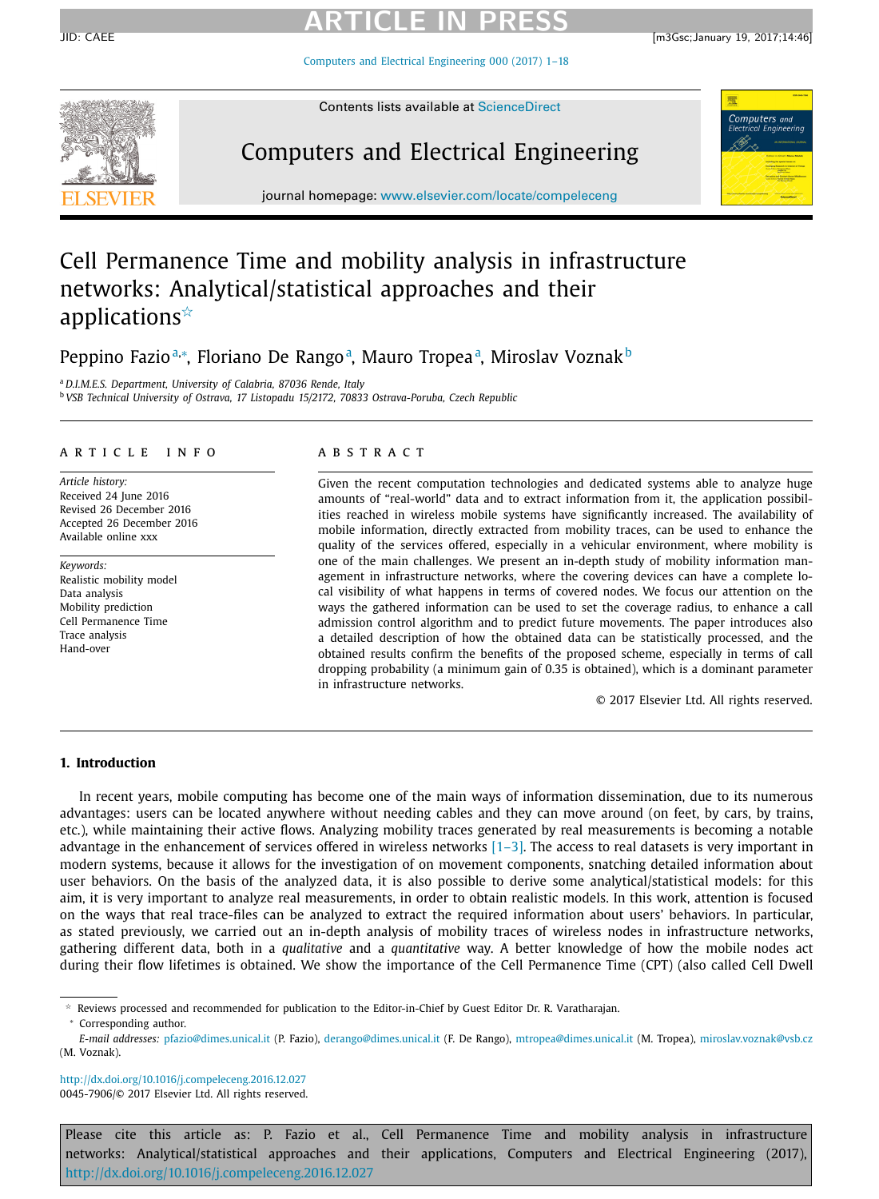# Cell Permanence Time and mobility analysis in infrastructure networks: Analytical/statistical approaches and their applications☆

Peppino Fazio[a,*], Floriano De Rango[a], Mauro Tropea[a], Miroslav Voznak[b]

[a] D.I.M.E.S. Department, University of Calabria, 87036 Rende, Italy

[b] VSB Technical University of Ostrava, 17 Listopadu 15/2172, 70833 Ostrava-Poruba, Czech Republic

## ARTICLE INFO

*Article history:*
Received 24 June 2016
Revised 26 December 2016
Accepted 26 December 2016
Available online xxx

*Keywords:*
Realistic mobility model
Data analysis
Mobility prediction
Cell Permanence Time
Trace analysis
Hand-over

## ABSTRACT

Given the recent computation technologies and dedicated systems able to analyze huge amounts of "real-world" data and to extract information from it, the application possibilities reached in wireless mobile systems have significantly increased. The availability of mobile information, directly extracted from mobility traces, can be used to enhance the quality of the services offered, especially in a vehicular environment, where mobility is one of the main challenges. We present an in-depth study of mobility information management in infrastructure networks, where the covering devices can have a complete local visibility of what happens in terms of covered nodes. We focus our attention on the ways the gathered information can be used to set the coverage radius, to enhance a call admission control algorithm and to predict future movements. The paper introduces also a detailed description of how the obtained data can be statistically processed, and the obtained results confirm the benefits of the proposed scheme, especially in terms of call dropping probability (a minimum gain of 0.35 is obtained), which is a dominant parameter in infrastructure networks.

© 2017 Elsevier Ltd. All rights reserved.

## 1. Introduction

In recent years, mobile computing has become one of the main ways of information dissemination, due to its numerous advantages: users can be located anywhere without needing cables and they can move around (on feet, by cars, by trains, etc.), while maintaining their active flows. Analyzing mobility traces generated by real measurements is becoming a notable advantage in the enhancement of services offered in wireless networks [1–3]. The access to real datasets is very important in modern systems, because it allows for the investigation of on movement components, snatching detailed information about user behaviors. On the basis of the analyzed data, it is also possible to derive some analytical/statistical models: for this aim, it is very important to analyze real measurements, in order to obtain realistic models. In this work, attention is focused on the ways that real trace-files can be analyzed to extract the required information about users' behaviors. In particular, as stated previously, we carried out an in-depth analysis of mobility traces of wireless nodes in infrastructure networks, gathering different data, both in a *qualitative* and a *quantitative* way. A better knowledge of how the mobile nodes act during their flow lifetimes is obtained. We show the importance of the Cell Permanence Time (CPT) (also called Cell Dwell

☆ Reviews processed and recommended for publication to the Editor-in-Chief by Guest Editor Dr. R. Varatharajan.

* Corresponding author.

*E-mail addresses:* pfazio@dimes.unical.it (P. Fazio), derango@dimes.unical.it (F. De Rango), mtropea@dimes.unical.it (M. Tropea), miroslav.voznak@vsb.cz (M. Voznak).

http://dx.doi.org/10.1016/j.compeleceng.2016.12.027
0045-7906/© 2017 Elsevier Ltd. All rights reserved.

Please cite this article as: P. Fazio et al., Cell Permanence Time and mobility analysis in infrastructure networks: Analytical/statistical approaches and their applications, Computers and Electrical Engineering (2017), http://dx.doi.org/10.1016/j.compeleceng.2016.12.027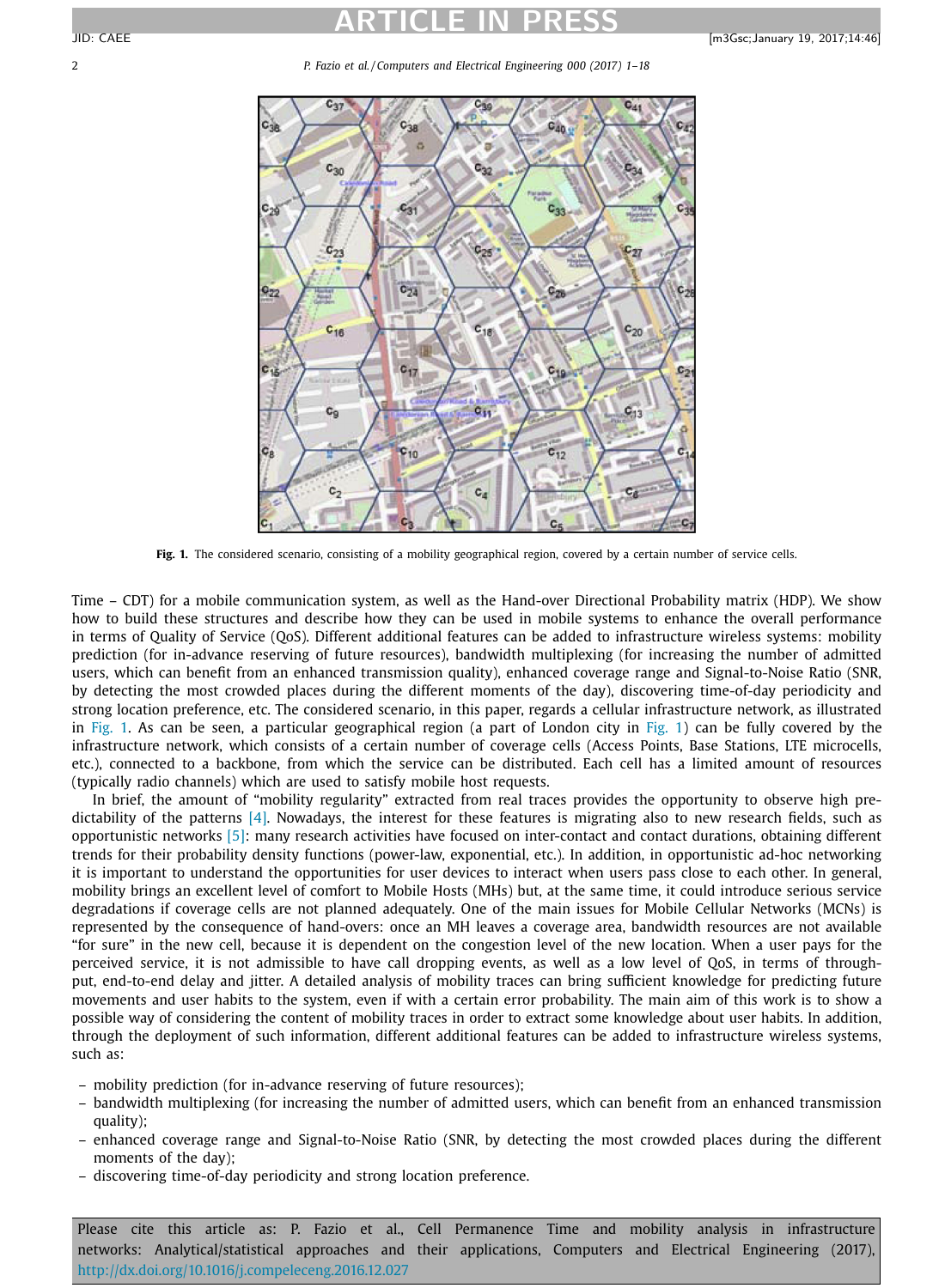**Fig. 1.** The considered scenario, consisting of a mobility geographical region, covered by a certain number of service cells.

Time – CDT) for a mobile communication system, as well as the Hand-over Directional Probability matrix (HDP). We show how to build these structures and describe how they can be used in mobile systems to enhance the overall performance in terms of Quality of Service (QoS). Different additional features can be added to infrastructure wireless systems: mobility prediction (for in-advance reserving of future resources), bandwidth multiplexing (for increasing the number of admitted users, which can benefit from an enhanced transmission quality), enhanced coverage range and Signal-to-Noise Ratio (SNR, by detecting the most crowded places during the different moments of the day), discovering time-of-day periodicity and strong location preference, etc. The considered scenario, in this paper, regards a cellular infrastructure network, as illustrated in Fig. 1. As can be seen, a particular geographical region (a part of London city in Fig. 1) can be fully covered by the infrastructure network, which consists of a certain number of coverage cells (Access Points, Base Stations, LTE microcells, etc.), connected to a backbone, from which the service can be distributed. Each cell has a limited amount of resources (typically radio channels) which are used to satisfy mobile host requests.

In brief, the amount of "mobility regularity" extracted from real traces provides the opportunity to observe high predictability of the patterns [4]. Nowadays, the interest for these features is migrating also to new research fields, such as opportunistic networks [5]: many research activities have focused on inter-contact and contact durations, obtaining different trends for their probability density functions (power-law, exponential, etc.). In addition, in opportunistic ad-hoc networking it is important to understand the opportunities for user devices to interact when users pass close to each other. In general, mobility brings an excellent level of comfort to Mobile Hosts (MHs) but, at the same time, it could introduce serious service degradations if coverage cells are not planned adequately. One of the main issues for Mobile Cellular Networks (MCNs) is represented by the consequence of hand-overs: once an MH leaves a coverage area, bandwidth resources are not available "for sure" in the new cell, because it is dependent on the congestion level of the new location. When a user pays for the perceived service, it is not admissible to have call dropping events, as well as a low level of QoS, in terms of throughput, end-to-end delay and jitter. A detailed analysis of mobility traces can bring sufficient knowledge for predicting future movements and user habits to the system, even if with a certain error probability. The main aim of this work is to show a possible way of considering the content of mobility traces in order to extract some knowledge about user habits. In addition, through the deployment of such information, different additional features can be added to infrastructure wireless systems, such as:

- mobility prediction (for in-advance reserving of future resources);
- bandwidth multiplexing (for increasing the number of admitted users, which can benefit from an enhanced transmission quality);
- enhanced coverage range and Signal-to-Noise Ratio (SNR, by detecting the most crowded places during the different moments of the day);
- discovering time-of-day periodicity and strong location preference.

Please cite this article as: P. Fazio et al., Cell Permanence Time and mobility analysis in infrastructure networks: Analytical/statistical approaches and their applications, Computers and Electrical Engineering (2017), http://dx.doi.org/10.1016/j.compeleceng.2016.12.027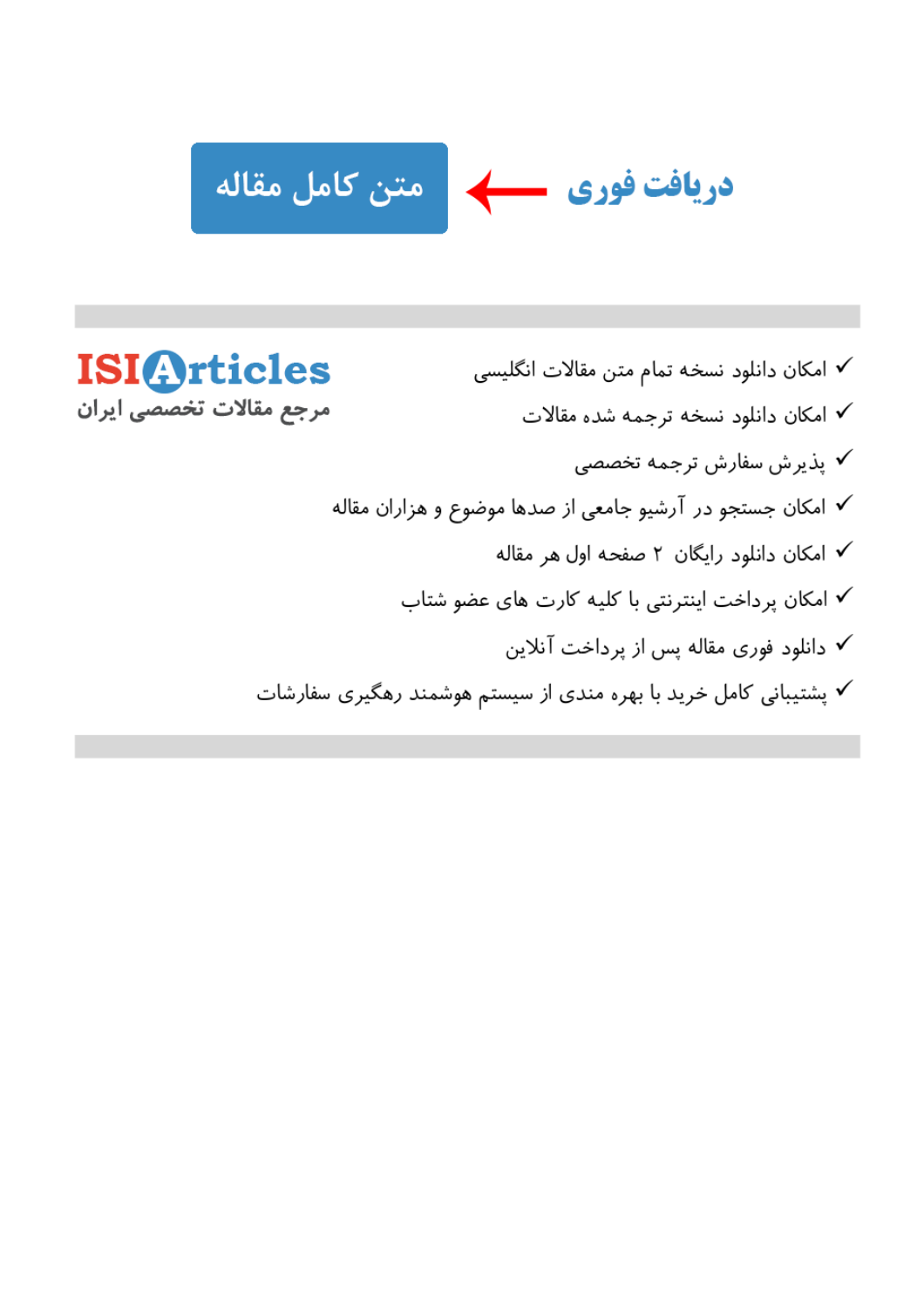دریافت فوری ← متن کامل مقاله

**ISIArticles**
مرجع مقالات تخصصی ایران

- ✓ امکان دانلود نسخه تمام متن مقالات انگلیسی
- ✓ امکان دانلود نسخه ترجمه شده مقالات
- ✓ پذیرش سفارش ترجمه تخصصی
- ✓ امکان جستجو در آرشیو جامعی از صدها موضوع و هزاران مقاله
- ✓ امکان دانلود رایگان ۲ صفحه اول هر مقاله
- ✓ امکان پرداخت اینترنتی با کلیه کارت های عضو شتاب
- ✓ دانلود فوری مقاله پس از پرداخت آنلاین
- ✓ پشتیبانی کامل خرید با بهره مندی از سیستم هوشمند رهگیری سفارشات